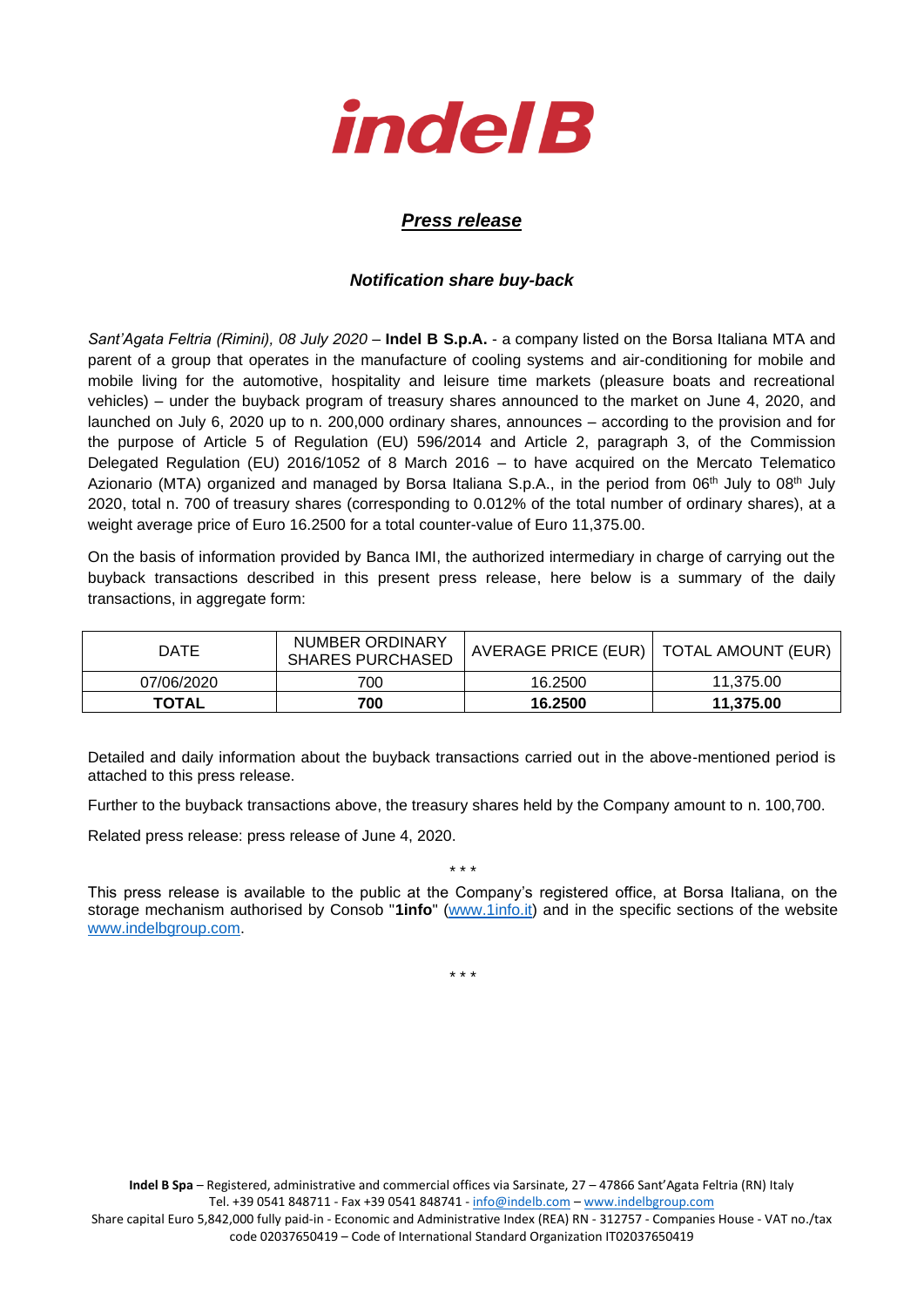# indel B

## *Press release*

### *Notification share buy-back*

*Sant'Agata Feltria (Rimini), 08 July 2020* – **Indel B S.p.A.** - a company listed on the Borsa Italiana MTA and parent of a group that operates in the manufacture of cooling systems and air-conditioning for mobile and mobile living for the automotive, hospitality and leisure time markets (pleasure boats and recreational vehicles) – under the buyback program of treasury shares announced to the market on June 4, 2020, and launched on July 6, 2020 up to n. 200,000 ordinary shares, announces – according to the provision and for the purpose of Article 5 of Regulation (EU) 596/2014 and Article 2, paragraph 3, of the Commission Delegated Regulation (EU) 2016/1052 of 8 March 2016 – to have acquired on the Mercato Telematico Azionario (MTA) organized and managed by Borsa Italiana S.p.A., in the period from 06th July to 08th July 2020, total n. 700 of treasury shares (corresponding to 0.012% of the total number of ordinary shares), at a weight average price of Euro 16.2500 for a total counter-value of Euro 11,375.00.

On the basis of information provided by Banca IMI, the authorized intermediary in charge of carrying out the buyback transactions described in this present press release, here below is a summary of the daily transactions, in aggregate form:

| DATE | NUMBER ORDINARY SHARES PURCHASED | AVERAGE PRICE (EUR) | TOTAL AMOUNT (EUR) |
|---|---|---|---|
| 07/06/2020 | 700 | 16.2500 | 11,375.00 |
| **TOTAL** | **700** | **16.2500** | **11,375.00** |

Detailed and daily information about the buyback transactions carried out in the above-mentioned period is attached to this press release.

Further to the buyback transactions above, the treasury shares held by the Company amount to n. 100,700.

Related press release: press release of June 4, 2020.

\* \* \*

This press release is available to the public at the Company's registered office, at Borsa Italiana, on the storage mechanism authorised by Consob "**1info**" (www.1info.it) and in the specific sections of the website www.indelbgroup.com.

\* \* \*

**Indel B Spa** – Registered, administrative and commercial offices via Sarsinate, 27 – 47866 Sant'Agata Feltria (RN) Italy
Tel. +39 0541 848711 - Fax +39 0541 848741 - info@indelb.com – www.indelbgroup.com
Share capital Euro 5,842,000 fully paid-in - Economic and Administrative Index (REA) RN - 312757 - Companies House - VAT no./tax code 02037650419 – Code of International Standard Organization IT02037650419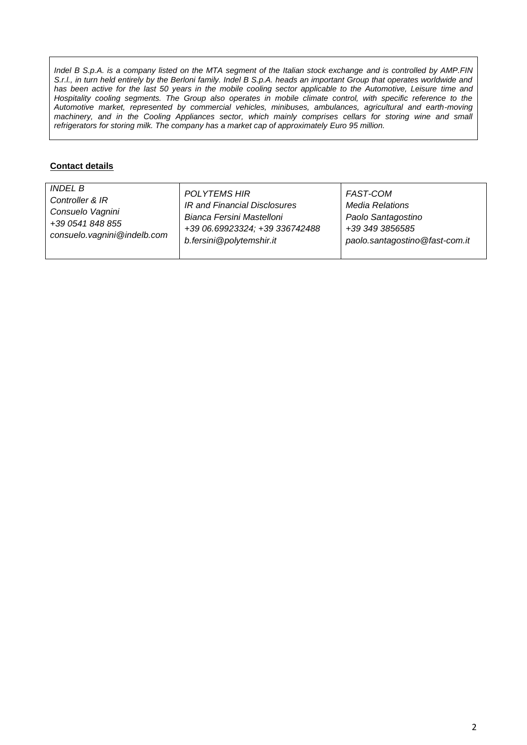*Indel B S.p.A. is a company listed on the MTA segment of the Italian stock exchange and is controlled by AMP.FIN S.r.l., in turn held entirely by the Berloni family. Indel B S.p.A. heads an important Group that operates worldwide and has been active for the last 50 years in the mobile cooling sector applicable to the Automotive, Leisure time and Hospitality cooling segments. The Group also operates in mobile climate control, with specific reference to the Automotive market, represented by commercial vehicles, minibuses, ambulances, agricultural and earth-moving machinery, and in the Cooling Appliances sector, which mainly comprises cellars for storing wine and small refrigerators for storing milk. The company has a market cap of approximately Euro 95 million.*

**Contact details**

| *INDEL B*<br>*Controller & IR*<br>*Consuelo Vagnini*<br>*+39 0541 848 855*<br>*consuelo.vagnini@indelb.com* | *POLYTEMS HIR*<br>*IR and Financial Disclosures*<br>*Bianca Fersini Mastelloni*<br>*+39 06.69923324; +39 336742488*<br>*b.fersini@polytemshir.it* | *FAST-COM*<br>*Media Relations*<br>*Paolo Santagostino*<br>*+39 349 3856585*<br>*paolo.santagostino@fast-com.it* |
|---|---|---|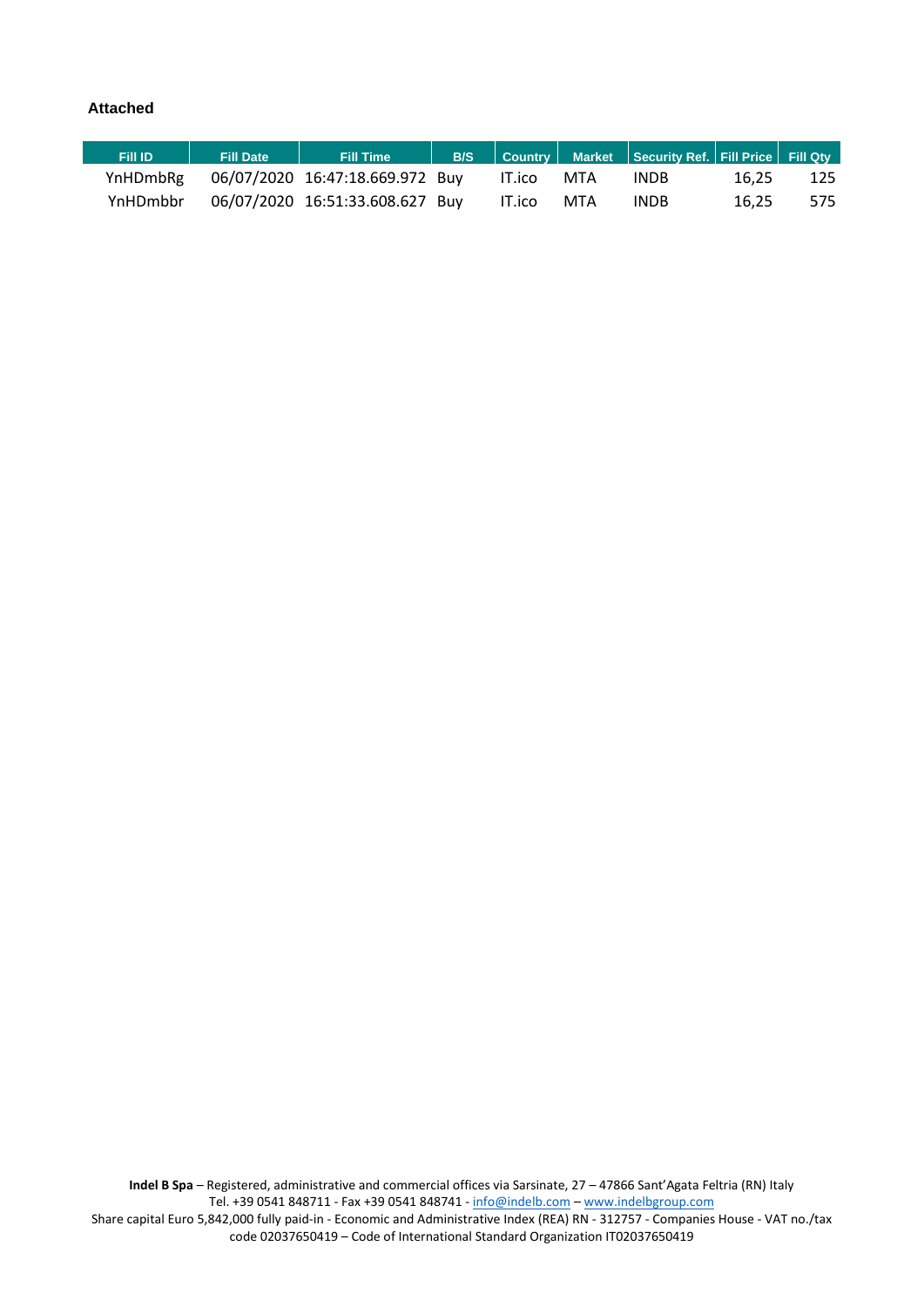**Attached**

| Fill ID | Fill Date | Fill Time | B/S | Country | Market | Security Ref. | Fill Price | Fill Qty |
|---|---|---|---|---|---|---|---|---|
| YnHDmbRg | 06/07/2020 | 16:47:18.669.972 | Buy | IT.ico | MTA | INDB | 16,25 | 125 |
| YnHDmbbr | 06/07/2020 | 16:51:33.608.627 | Buy | IT.ico | MTA | INDB | 16,25 | 575 |

**Indel B Spa** – Registered, administrative and commercial offices via Sarsinate, 27 – 47866 Sant'Agata Feltria (RN) Italy
Tel. +39 0541 848711 - Fax +39 0541 848741 - info@indelb.com – www.indelbgroup.com
Share capital Euro 5,842,000 fully paid-in - Economic and Administrative Index (REA) RN - 312757 - Companies House - VAT no./tax code 02037650419 – Code of International Standard Organization IT02037650419